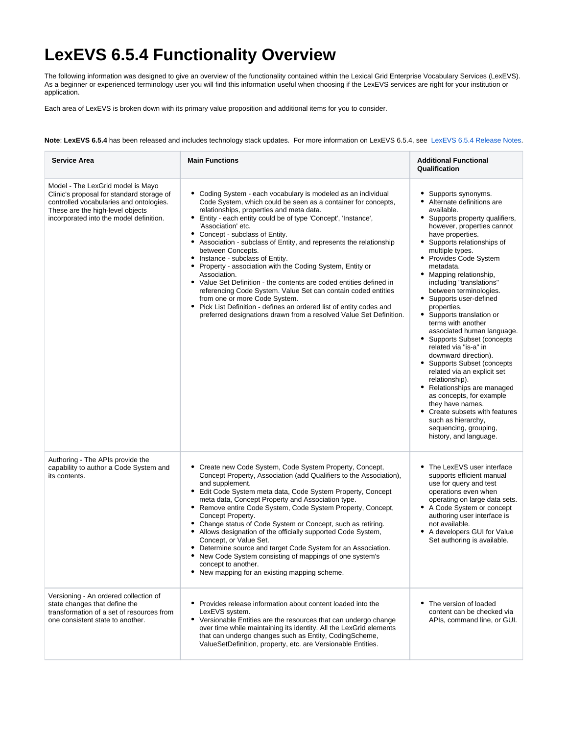# LexEVS 6.5.4 Functionality Overview

The following information was designed to give an overview of the functionality contained within the Lexical Grid Enterprise Vocabulary Services (LexEVS). As a beginner or experienced terminology user you will find this information useful when choosing if the LexEVS services are right for your institution or application.

Each area of LexEVS is broken down with its primary value proposition and additional items for you to consider.

**Note**: **LexEVS 6.5.4** has been released and includes technology stack updates. For more information on LexEVS 6.5.4, see LexEVS 6.5.4 Release Notes.

| Service Area | Main Functions | Additional Functional Qualification |
|---|---|---|
| Model - The LexGrid model is Mayo Clinic's proposal for standard storage of controlled vocabularies and ontologies. These are the high-level objects incorporated into the model definition. | • Coding System - each vocabulary is modeled as an individual Code System, which could be seen as a container for concepts, relationships, properties and meta data.<br>• Entity - each entity could be of type 'Concept', 'Instance', 'Association' etc.<br>• Concept - subclass of Entity.<br>• Association - subclass of Entity, and represents the relationship between Concepts.<br>• Instance - subclass of Entity.<br>• Property - association with the Coding System, Entity or Association.<br>• Value Set Definition - the contents are coded entities defined in referencing Code System. Value Set can contain coded entities from one or more Code System.<br>• Pick List Definition - defines an ordered list of entity codes and preferred designations drawn from a resolved Value Set Definition. | • Supports synonyms.<br>• Alternate definitions are available.<br>• Supports property qualifiers, however, properties cannot have properties.<br>• Supports relationships of multiple types.<br>• Provides Code System metadata.<br>• Mapping relationship, including "translations" between terminologies.<br>• Supports user-defined properties.<br>• Supports translation or terms with another associated human language.<br>• Supports Subset (concepts related via "is-a" in downward direction).<br>• Supports Subset (concepts related via an explicit set relationship).<br>• Relationships are managed as concepts, for example they have names.<br>• Create subsets with features such as hierarchy, sequencing, grouping, history, and language. |
| Authoring - The APIs provide the capability to author a Code System and its contents. | • Create new Code System, Code System Property, Concept, Concept Property, Association (add Qualifiers to the Association), and supplement.<br>• Edit Code System meta data, Code System Property, Concept meta data, Concept Property and Association type.<br>• Remove entire Code System, Code System Property, Concept, Concept Property.<br>• Change status of Code System or Concept, such as retiring.<br>• Allows designation of the officially supported Code System, Concept, or Value Set.<br>• Determine source and target Code System for an Association.<br>• New Code System consisting of mappings of one system's concept to another.<br>• New mapping for an existing mapping scheme. | • The LexEVS user interface supports efficient manual use for query and test operations even when operating on large data sets.<br>• A Code System or concept authoring user interface is not available.<br>• A developers GUI for Value Set authoring is available. |
| Versioning - An ordered collection of state changes that define the transformation of a set of resources from one consistent state to another. | • Provides release information about content loaded into the LexEVS system.<br>• Versionable Entities are the resources that can undergo change over time while maintaining its identity. All the LexGrid elements that can undergo changes such as Entity, CodingScheme, ValueSetDefinition, property, etc. are Versionable Entities. | • The version of loaded content can be checked via APIs, command line, or GUI. |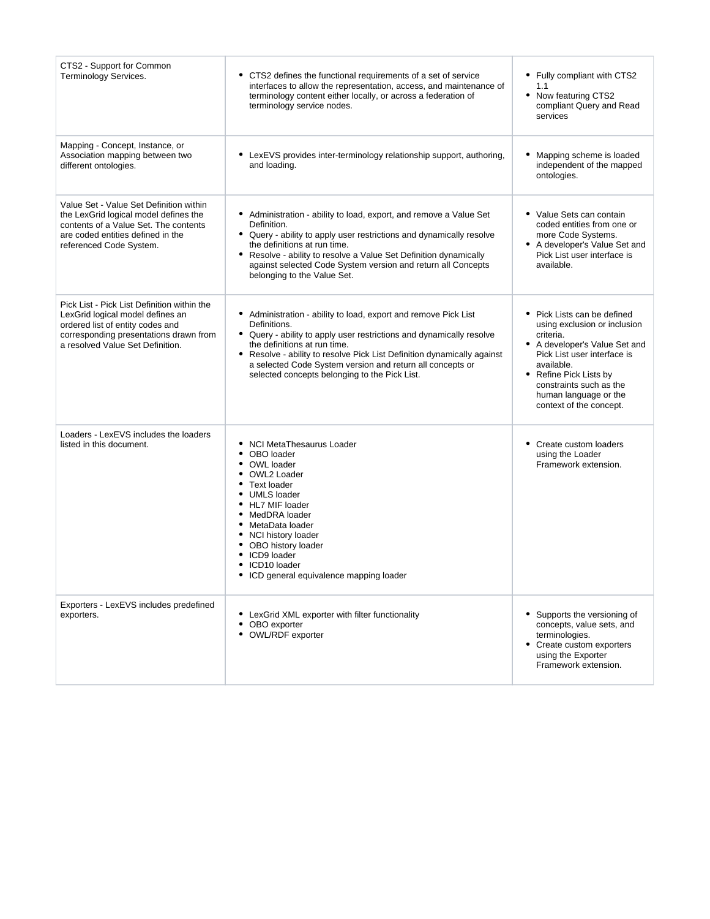| | | |
|---|---|---|
| CTS2 - Support for Common Terminology Services. | <ul><li>CTS2 defines the functional requirements of a set of service interfaces to allow the representation, access, and maintenance of terminology content either locally, or across a federation of terminology service nodes.</li></ul> | <ul><li>Fully compliant with CTS2 1.1</li><li>Now featuring CTS2 compliant Query and Read services</li></ul> |
| Mapping - Concept, Instance, or Association mapping between two different ontologies. | <ul><li>LexEVS provides inter-terminology relationship support, authoring, and loading.</li></ul> | <ul><li>Mapping scheme is loaded independent of the mapped ontologies.</li></ul> |
| Value Set - Value Set Definition within the LexGrid logical model defines the contents of a Value Set. The contents are coded entities defined in the referenced Code System. | <ul><li>Administration - ability to load, export, and remove a Value Set Definition.</li><li>Query - ability to apply user restrictions and dynamically resolve the definitions at run time.</li><li>Resolve - ability to resolve a Value Set Definition dynamically against selected Code System version and return all Concepts belonging to the Value Set.</li></ul> | <ul><li>Value Sets can contain coded entities from one or more Code Systems.</li><li>A developer's Value Set and Pick List user interface is available.</li></ul> |
| Pick List - Pick List Definition within the LexGrid logical model defines an ordered list of entity codes and corresponding presentations drawn from a resolved Value Set Definition. | <ul><li>Administration - ability to load, export and remove Pick List Definitions.</li><li>Query - ability to apply user restrictions and dynamically resolve the definitions at run time.</li><li>Resolve - ability to resolve Pick List Definition dynamically against a selected Code System version and return all concepts or selected concepts belonging to the Pick List.</li></ul> | <ul><li>Pick Lists can be defined using exclusion or inclusion criteria.</li><li>A developer's Value Set and Pick List user interface is available.</li><li>Refine Pick Lists by constraints such as the human language or the context of the concept.</li></ul> |
| Loaders - LexEVS includes the loaders listed in this document. | <ul><li>NCI MetaThesaurus Loader</li><li>OBO loader</li><li>OWL loader</li><li>OWL2 Loader</li><li>Text loader</li><li>UMLS loader</li><li>HL7 MIF loader</li><li>MedDRA loader</li><li>MetaData loader</li><li>NCI history loader</li><li>OBO history loader</li><li>ICD9 loader</li><li>ICD10 loader</li><li>ICD general equivalence mapping loader</li></ul> | <ul><li>Create custom loaders using the Loader Framework extension.</li></ul> |
| Exporters - LexEVS includes predefined exporters. | <ul><li>LexGrid XML exporter with filter functionality</li><li>OBO exporter</li><li>OWL/RDF exporter</li></ul> | <ul><li>Supports the versioning of concepts, value sets, and terminologies.</li><li>Create custom exporters using the Exporter Framework extension.</li></ul> |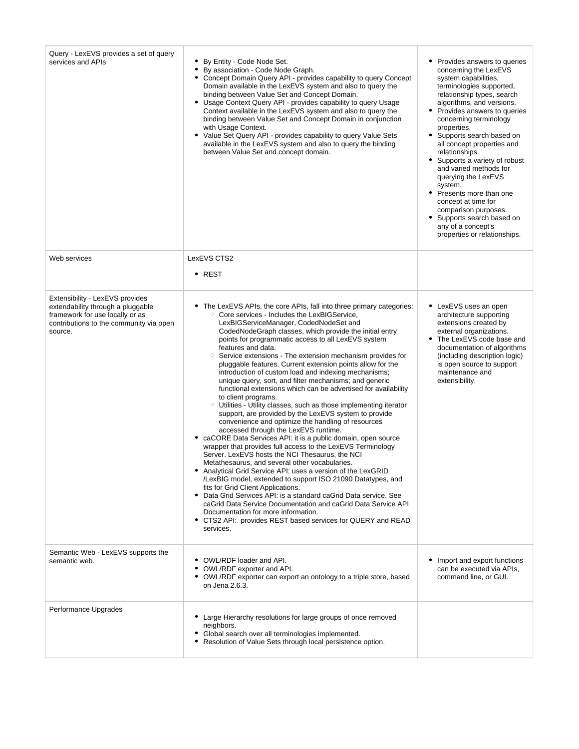| | | |
|---|---|---|
| Query - LexEVS provides a set of query services and APIs | • By Entity - Code Node Set.<br>• By association - Code Node Graph.<br>• Concept Domain Query API - provides capability to query Concept Domain available in the LexEVS system and also to query the binding between Value Set and Concept Domain.<br>• Usage Context Query API - provides capability to query Usage Context available in the LexEVS system and also to query the binding between Value Set and Concept Domain in conjunction with Usage Context.<br>• Value Set Query API - provides capability to query Value Sets available in the LexEVS system and also to query the binding between Value Set and concept domain. | • Provides answers to queries concerning the LexEVS system capabilities, terminologies supported, relationship types, search algorithms, and versions.<br>• Provides answers to queries concerning terminology properties.<br>• Supports search based on all concept properties and relationships.<br>• Supports a variety of robust and varied methods for querying the LexEVS system.<br>• Presents more than one concept at time for comparison purposes.<br>• Supports search based on any of a concept's properties or relationships. |
| Web services | LexEVS CTS2<br>• REST | |
| Extensibility - LexEVS provides extendability through a pluggable framework for use locally or as contributions to the community via open source. | • The LexEVS APIs, the core APIs, fall into three primary categories:<br>&nbsp;&nbsp;◦ Core services - Includes the LexBIGService, LexBIGServiceManager, CodedNodeSet and CodedNodeGraph classes, which provide the initial entry points for programmatic access to all LexEVS system features and data.<br>&nbsp;&nbsp;◦ Service extensions - The extension mechanism provides for pluggable features. Current extension points allow for the introduction of custom load and indexing mechanisms; unique query, sort, and filter mechanisms; and generic functional extensions which can be advertised for availability to client programs.<br>&nbsp;&nbsp;◦ Utilities - Utility classes, such as those implementing iterator support, are provided by the LexEVS system to provide convenience and optimize the handling of resources accessed through the LexEVS runtime.<br>• caCORE Data Services API: it is a public domain, open source wrapper that provides full access to the LexEVS Terminology Server. LexEVS hosts the NCI Thesaurus, the NCI Metathesaurus, and several other vocabularies.<br>• Analytical Grid Service API: uses a version of the LexGRID /LexBIG model, extended to support ISO 21090 Datatypes, and fits for Grid Client Applications.<br>• Data Grid Services API: is a standard caGrid Data service. See caGrid Data Service Documentation and caGrid Data Service API Documentation for more information.<br>• CTS2 API: provides REST based services for QUERY and READ services. | • LexEVS uses an open architecture supporting extensions created by external organizations.<br>• The LexEVS code base and documentation of algorithms (including description logic) is open source to support maintenance and extensibility. |
| Semantic Web - LexEVS supports the semantic web. | • OWL/RDF loader and API.<br>• OWL/RDF exporter and API.<br>• OWL/RDF exporter can export an ontology to a triple store, based on Jena 2.6.3. | • Import and export functions can be executed via APIs, command line, or GUI. |
| Performance Upgrades | • Large Hierarchy resolutions for large groups of once removed neighbors.<br>• Global search over all terminologies implemented.<br>• Resolution of Value Sets through local persistence option. | |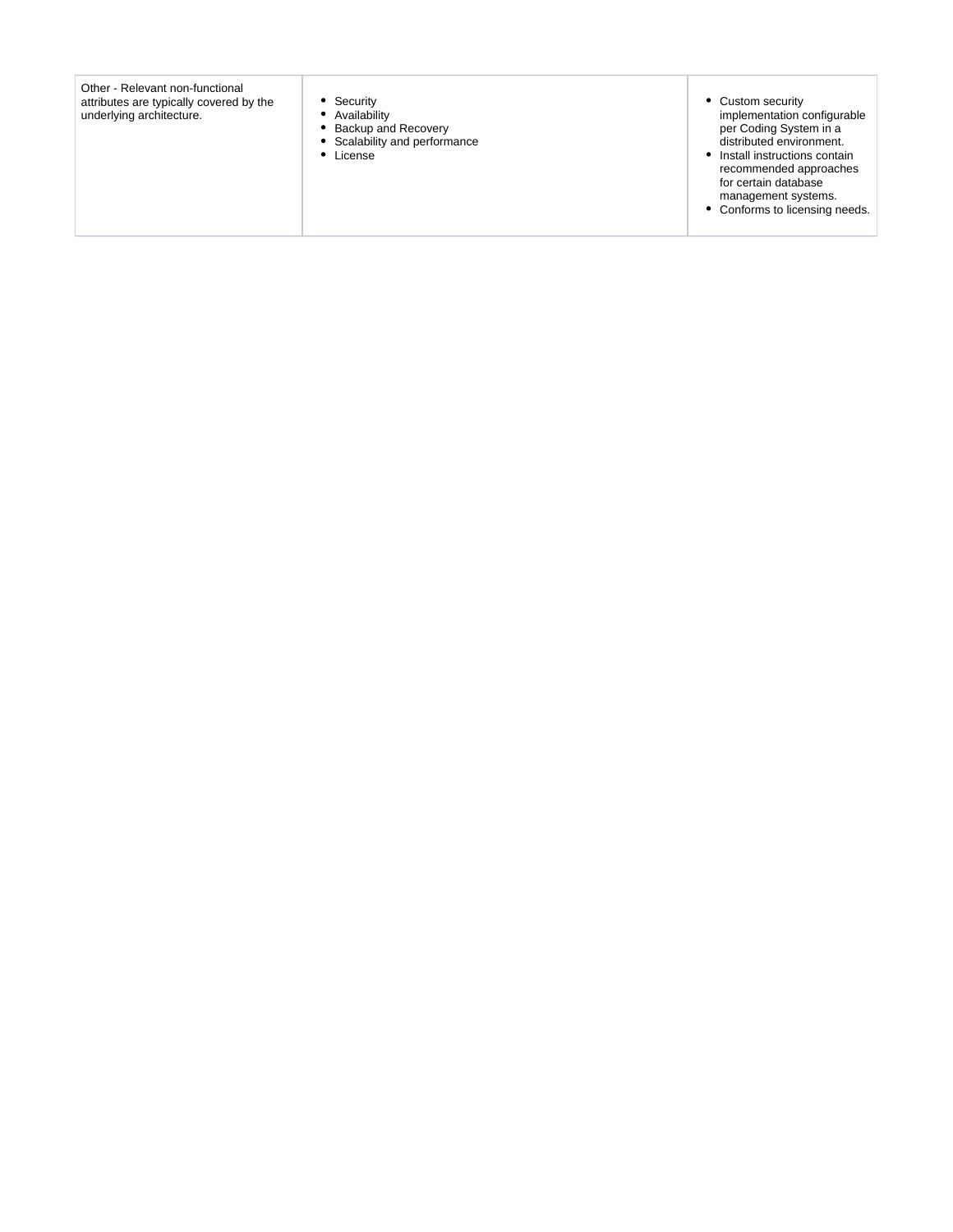| | | |
|---|---|---|
| Other - Relevant non-functional attributes are typically covered by the underlying architecture. | <ul><li>Security</li><li>Availability</li><li>Backup and Recovery</li><li>Scalability and performance</li><li>License</li></ul> | <ul><li>Custom security implementation configurable per Coding System in a distributed environment.</li><li>Install instructions contain recommended approaches for certain database management systems.</li><li>Conforms to licensing needs.</li></ul> |